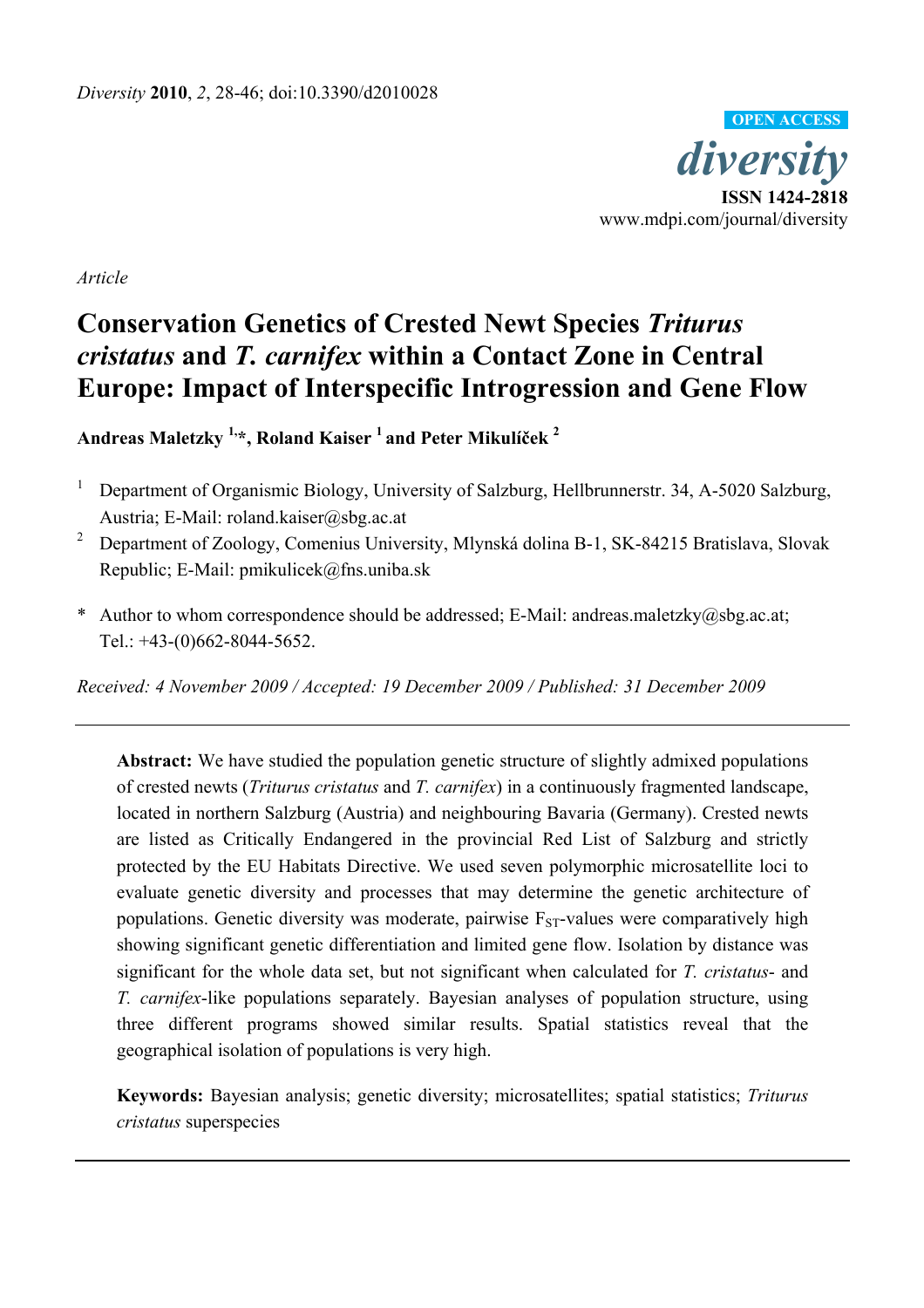*Article*

# Conservation Genetics of Crested Newt Species *Triturus cristatus* and *T. carnifex* within a Contact Zone in Central Europe: Impact of Interspecific Introgression and Gene Flow

**Andreas Maletzky [1,*], Roland Kaiser [1] and Peter Mikulíček [2]**

[1] Department of Organismic Biology, University of Salzburg, Hellbrunnerstr. 34, A-5020 Salzburg, Austria; E-Mail: roland.kaiser@sbg.ac.at

[2] Department of Zoology, Comenius University, Mlynská dolina B-1, SK-84215 Bratislava, Slovak Republic; E-Mail: pmikulicek@fns.uniba.sk

\* Author to whom correspondence should be addressed; E-Mail: andreas.maletzky@sbg.ac.at; Tel.: +43-(0)662-8044-5652.

*Received: 4 November 2009 / Accepted: 19 December 2009 / Published: 31 December 2009*

---

**Abstract:** We have studied the population genetic structure of slightly admixed populations of crested newts (*Triturus cristatus* and *T. carnifex*) in a continuously fragmented landscape, located in northern Salzburg (Austria) and neighbouring Bavaria (Germany). Crested newts are listed as Critically Endangered in the provincial Red List of Salzburg and strictly protected by the EU Habitats Directive. We used seven polymorphic microsatellite loci to evaluate genetic diversity and processes that may determine the genetic architecture of populations. Genetic diversity was moderate, pairwise $F_{ST}$-values were comparatively high showing significant genetic differentiation and limited gene flow. Isolation by distance was significant for the whole data set, but not significant when calculated for *T. cristatus*- and *T. carnifex*-like populations separately. Bayesian analyses of population structure, using three different programs showed similar results. Spatial statistics reveal that the geographical isolation of populations is very high.

**Keywords:** Bayesian analysis; genetic diversity; microsatellites; spatial statistics; *Triturus cristatus* superspecies

---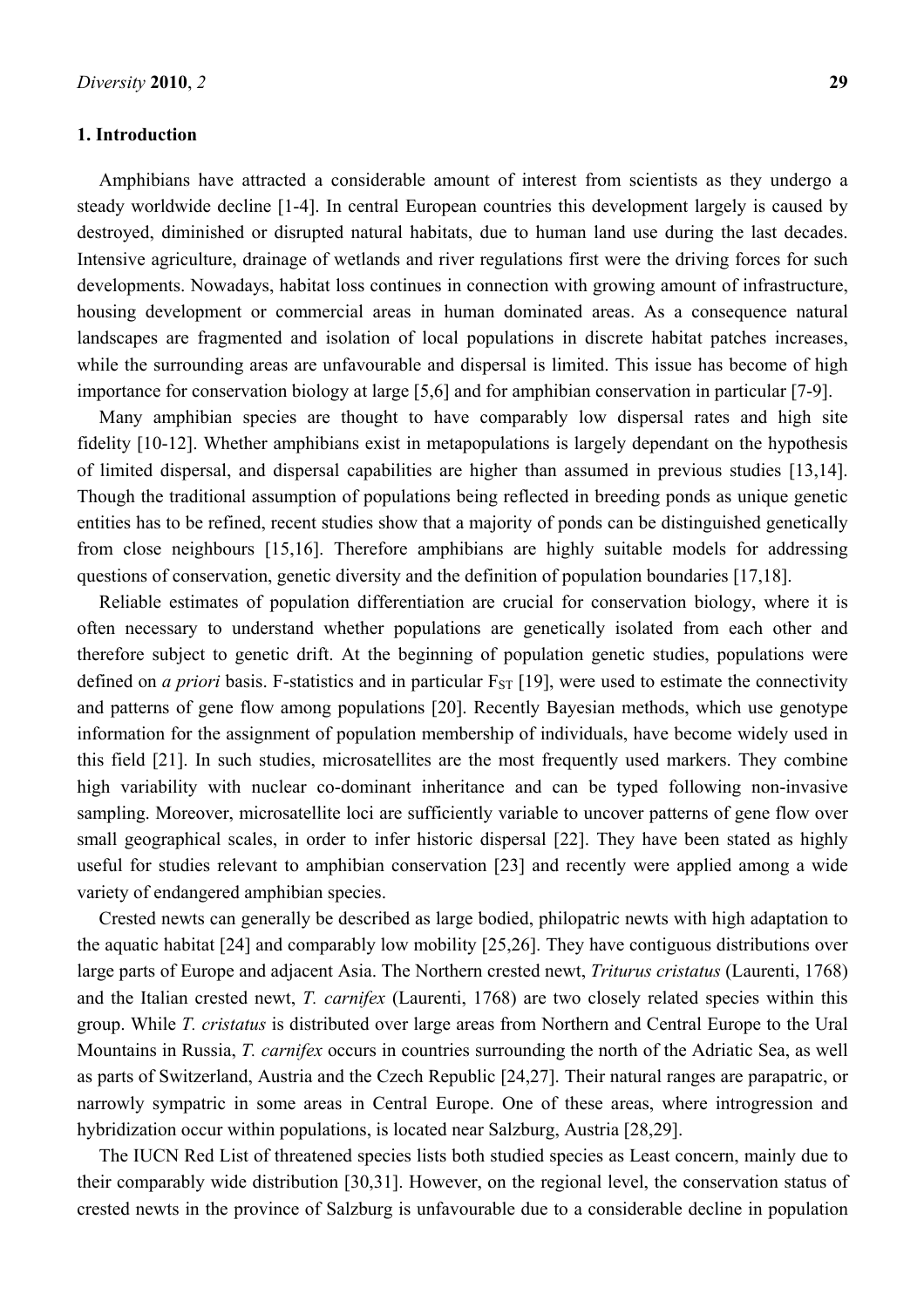## 1. Introduction

Amphibians have attracted a considerable amount of interest from scientists as they undergo a steady worldwide decline [1-4]. In central European countries this development largely is caused by destroyed, diminished or disrupted natural habitats, due to human land use during the last decades. Intensive agriculture, drainage of wetlands and river regulations first were the driving forces for such developments. Nowadays, habitat loss continues in connection with growing amount of infrastructure, housing development or commercial areas in human dominated areas. As a consequence natural landscapes are fragmented and isolation of local populations in discrete habitat patches increases, while the surrounding areas are unfavourable and dispersal is limited. This issue has become of high importance for conservation biology at large [5,6] and for amphibian conservation in particular [7-9].

Many amphibian species are thought to have comparably low dispersal rates and high site fidelity [10-12]. Whether amphibians exist in metapopulations is largely dependant on the hypothesis of limited dispersal, and dispersal capabilities are higher than assumed in previous studies [13,14]. Though the traditional assumption of populations being reflected in breeding ponds as unique genetic entities has to be refined, recent studies show that a majority of ponds can be distinguished genetically from close neighbours [15,16]. Therefore amphibians are highly suitable models for addressing questions of conservation, genetic diversity and the definition of population boundaries [17,18].

Reliable estimates of population differentiation are crucial for conservation biology, where it is often necessary to understand whether populations are genetically isolated from each other and therefore subject to genetic drift. At the beginning of population genetic studies, populations were defined on *a priori* basis. F-statistics and in particular $F_{ST}$ [19], were used to estimate the connectivity and patterns of gene flow among populations [20]. Recently Bayesian methods, which use genotype information for the assignment of population membership of individuals, have become widely used in this field [21]. In such studies, microsatellites are the most frequently used markers. They combine high variability with nuclear co-dominant inheritance and can be typed following non-invasive sampling. Moreover, microsatellite loci are sufficiently variable to uncover patterns of gene flow over small geographical scales, in order to infer historic dispersal [22]. They have been stated as highly useful for studies relevant to amphibian conservation [23] and recently were applied among a wide variety of endangered amphibian species.

Crested newts can generally be described as large bodied, philopatric newts with high adaptation to the aquatic habitat [24] and comparably low mobility [25,26]. They have contiguous distributions over large parts of Europe and adjacent Asia. The Northern crested newt, *Triturus cristatus* (Laurenti, 1768) and the Italian crested newt, *T. carnifex* (Laurenti, 1768) are two closely related species within this group. While *T. cristatus* is distributed over large areas from Northern and Central Europe to the Ural Mountains in Russia, *T. carnifex* occurs in countries surrounding the north of the Adriatic Sea, as well as parts of Switzerland, Austria and the Czech Republic [24,27]. Their natural ranges are parapatric, or narrowly sympatric in some areas in Central Europe. One of these areas, where introgression and hybridization occur within populations, is located near Salzburg, Austria [28,29].

The IUCN Red List of threatened species lists both studied species as Least concern, mainly due to their comparably wide distribution [30,31]. However, on the regional level, the conservation status of crested newts in the province of Salzburg is unfavourable due to a considerable decline in population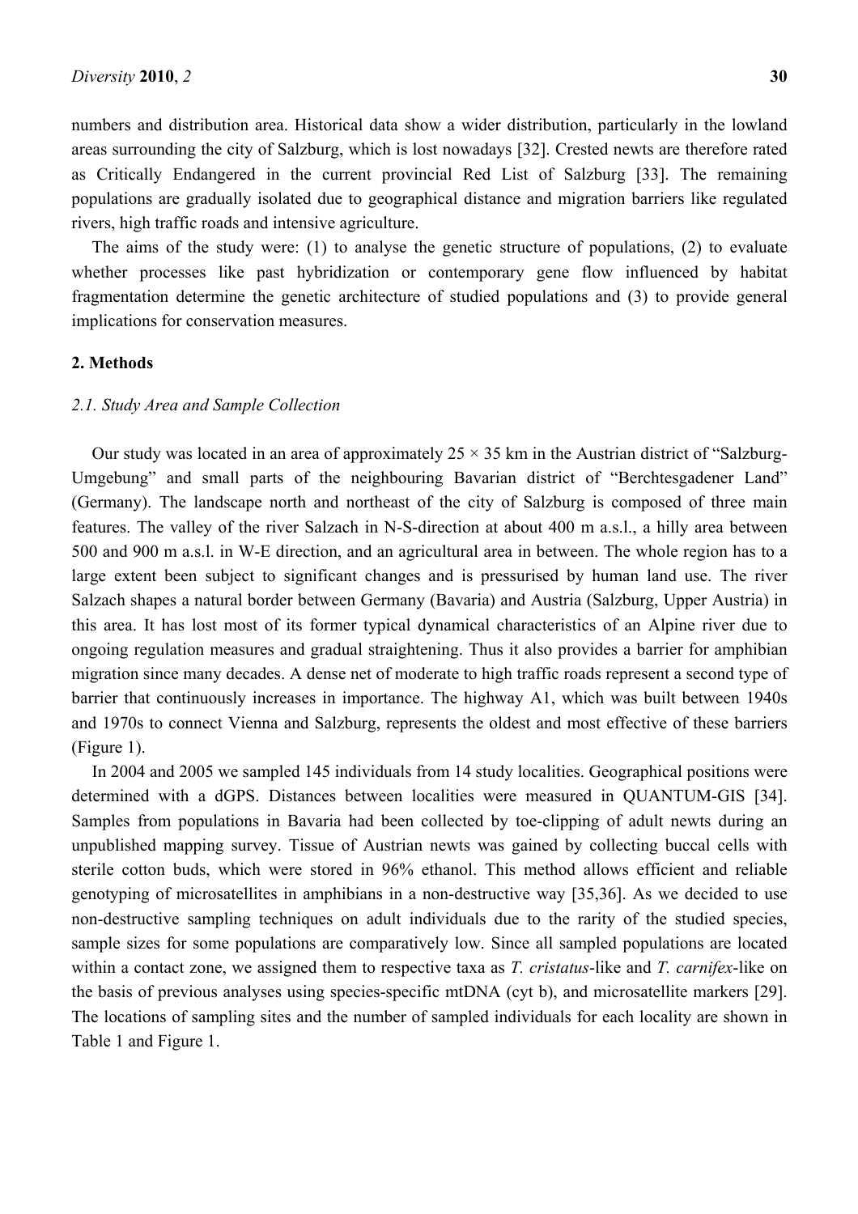numbers and distribution area. Historical data show a wider distribution, particularly in the lowland areas surrounding the city of Salzburg, which is lost nowadays [32]. Crested newts are therefore rated as Critically Endangered in the current provincial Red List of Salzburg [33]. The remaining populations are gradually isolated due to geographical distance and migration barriers like regulated rivers, high traffic roads and intensive agriculture.

The aims of the study were: (1) to analyse the genetic structure of populations, (2) to evaluate whether processes like past hybridization or contemporary gene flow influenced by habitat fragmentation determine the genetic architecture of studied populations and (3) to provide general implications for conservation measures.

## 2. Methods

### 2.1. Study Area and Sample Collection

Our study was located in an area of approximately 25 × 35 km in the Austrian district of "Salzburg-Umgebung" and small parts of the neighbouring Bavarian district of "Berchtesgadener Land" (Germany). The landscape north and northeast of the city of Salzburg is composed of three main features. The valley of the river Salzach in N-S-direction at about 400 m a.s.l., a hilly area between 500 and 900 m a.s.l. in W-E direction, and an agricultural area in between. The whole region has to a large extent been subject to significant changes and is pressurised by human land use. The river Salzach shapes a natural border between Germany (Bavaria) and Austria (Salzburg, Upper Austria) in this area. It has lost most of its former typical dynamical characteristics of an Alpine river due to ongoing regulation measures and gradual straightening. Thus it also provides a barrier for amphibian migration since many decades. A dense net of moderate to high traffic roads represent a second type of barrier that continuously increases in importance. The highway A1, which was built between 1940s and 1970s to connect Vienna and Salzburg, represents the oldest and most effective of these barriers (Figure 1).

In 2004 and 2005 we sampled 145 individuals from 14 study localities. Geographical positions were determined with a dGPS. Distances between localities were measured in QUANTUM-GIS [34]. Samples from populations in Bavaria had been collected by toe-clipping of adult newts during an unpublished mapping survey. Tissue of Austrian newts was gained by collecting buccal cells with sterile cotton buds, which were stored in 96% ethanol. This method allows efficient and reliable genotyping of microsatellites in amphibians in a non-destructive way [35,36]. As we decided to use non-destructive sampling techniques on adult individuals due to the rarity of the studied species, sample sizes for some populations are comparatively low. Since all sampled populations are located within a contact zone, we assigned them to respective taxa as *T. cristatus*-like and *T. carnifex*-like on the basis of previous analyses using species-specific mtDNA (cyt b), and microsatellite markers [29]. The locations of sampling sites and the number of sampled individuals for each locality are shown in Table 1 and Figure 1.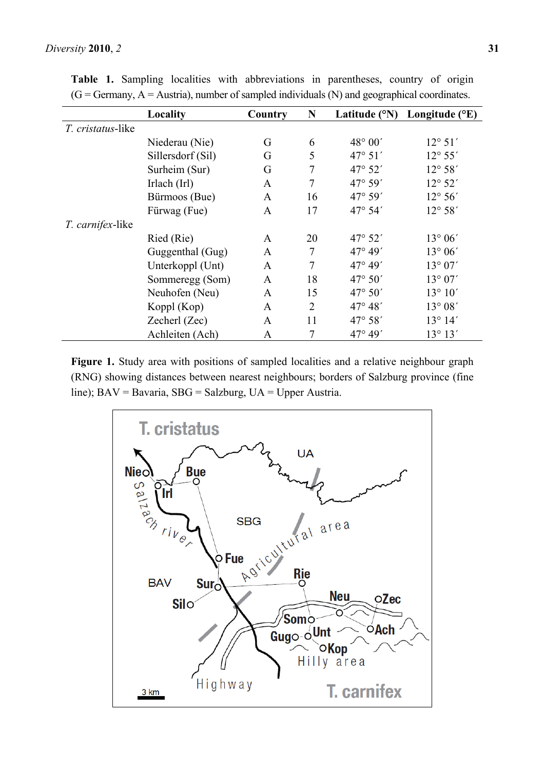**Table 1.** Sampling localities with abbreviations in parentheses, country of origin (G = Germany, A = Austria), number of sampled individuals (N) and geographical coordinates.

| | Locality | Country | N | Latitude (°N) | Longitude (°E) |
|---|---|---|---|---|---|
| *T. cristatus*-like | | | | | |
| | Niederau (Nie) | G | 6 | 48° 00′ | 12° 51′ |
| | Sillersdorf (Sil) | G | 5 | 47° 51′ | 12° 55′ |
| | Surheim (Sur) | G | 7 | 47° 52′ | 12° 58′ |
| | Irlach (Irl) | A | 7 | 47° 59′ | 12° 52′ |
| | Bürmoos (Bue) | A | 16 | 47° 59′ | 12° 56′ |
| | Fürwag (Fue) | A | 17 | 47° 54′ | 12° 58′ |
| *T. carnifex*-like | | | | | |
| | Ried (Rie) | A | 20 | 47° 52′ | 13° 06′ |
| | Guggenthal (Gug) | A | 7 | 47° 49′ | 13° 06′ |
| | Unterkoppl (Unt) | A | 7 | 47° 49′ | 13° 07′ |
| | Sommeregg (Som) | A | 18 | 47° 50′ | 13° 07′ |
| | Neuhofen (Neu) | A | 15 | 47° 50′ | 13° 10′ |
| | Koppl (Kop) | A | 2 | 47° 48′ | 13° 08′ |
| | Zecherl (Zec) | A | 11 | 47° 58′ | 13° 14′ |
| | Achleiten (Ach) | A | 7 | 47° 49′ | 13° 13′ |

**Figure 1.** Study area with positions of sampled localities and a relative neighbour graph (RNG) showing distances between nearest neighbours; borders of Salzburg province (fine line); BAV = Bavaria, SBG = Salzburg, UA = Upper Austria.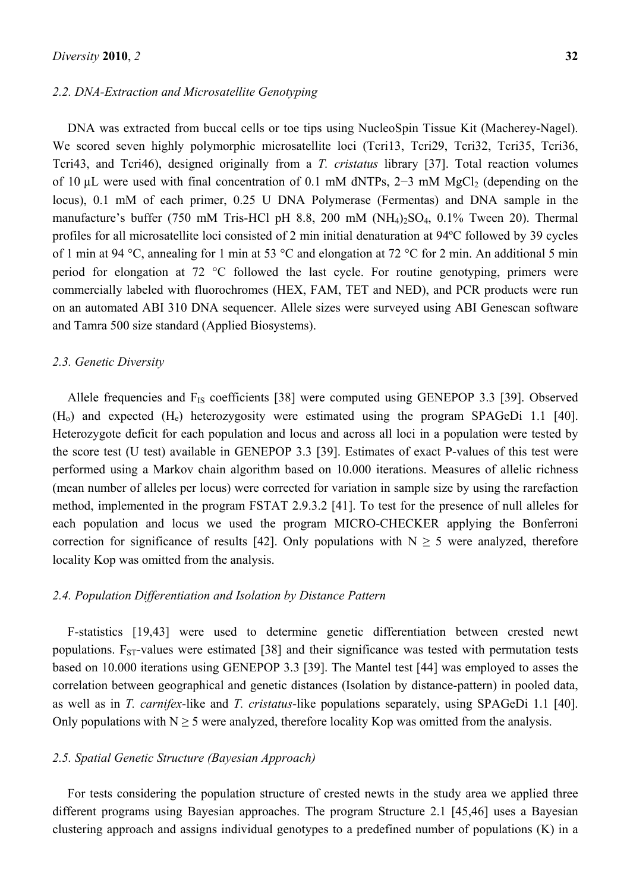### 2.2. DNA-Extraction and Microsatellite Genotyping

DNA was extracted from buccal cells or toe tips using NucleoSpin Tissue Kit (Macherey-Nagel). We scored seven highly polymorphic microsatellite loci (Tcri13, Tcri29, Tcri32, Tcri35, Tcri36, Tcri43, and Tcri46), designed originally from a *T. cristatus* library [37]. Total reaction volumes of 10 µL were used with final concentration of 0.1 mM dNTPs, 2−3 mM $MgCl_2$ (depending on the locus), 0.1 mM of each primer, 0.25 U DNA Polymerase (Fermentas) and DNA sample in the manufacture's buffer (750 mM Tris-HCl pH 8.8, 200 mM $(NH_4)_2SO_4$, 0.1% Tween 20). Thermal profiles for all microsatellite loci consisted of 2 min initial denaturation at 94ºC followed by 39 cycles of 1 min at 94 °C, annealing for 1 min at 53 °C and elongation at 72 °C for 2 min. An additional 5 min period for elongation at 72 °C followed the last cycle. For routine genotyping, primers were commercially labeled with fluorochromes (HEX, FAM, TET and NED), and PCR products were run on an automated ABI 310 DNA sequencer. Allele sizes were surveyed using ABI Genescan software and Tamra 500 size standard (Applied Biosystems).

### 2.3. Genetic Diversity

Allele frequencies and $F_{IS}$ coefficients [38] were computed using GENEPOP 3.3 [39]. Observed ($H_o$) and expected ($H_e$) heterozygosity were estimated using the program SPAGeDi 1.1 [40]. Heterozygote deficit for each population and locus and across all loci in a population were tested by the score test (U test) available in GENEPOP 3.3 [39]. Estimates of exact P-values of this test were performed using a Markov chain algorithm based on 10.000 iterations. Measures of allelic richness (mean number of alleles per locus) were corrected for variation in sample size by using the rarefaction method, implemented in the program FSTAT 2.9.3.2 [41]. To test for the presence of null alleles for each population and locus we used the program MICRO-CHECKER applying the Bonferroni correction for significance of results [42]. Only populations with $N \geq 5$ were analyzed, therefore locality Kop was omitted from the analysis.

### 2.4. Population Differentiation and Isolation by Distance Pattern

F-statistics [19,43] were used to determine genetic differentiation between crested newt populations. $F_{ST}$-values were estimated [38] and their significance was tested with permutation tests based on 10.000 iterations using GENEPOP 3.3 [39]. The Mantel test [44] was employed to asses the correlation between geographical and genetic distances (Isolation by distance-pattern) in pooled data, as well as in *T. carnifex*-like and *T. cristatus*-like populations separately, using SPAGeDi 1.1 [40]. Only populations with $N \geq 5$ were analyzed, therefore locality Kop was omitted from the analysis.

### 2.5. Spatial Genetic Structure (Bayesian Approach)

For tests considering the population structure of crested newts in the study area we applied three different programs using Bayesian approaches. The program Structure 2.1 [45,46] uses a Bayesian clustering approach and assigns individual genotypes to a predefined number of populations (K) in a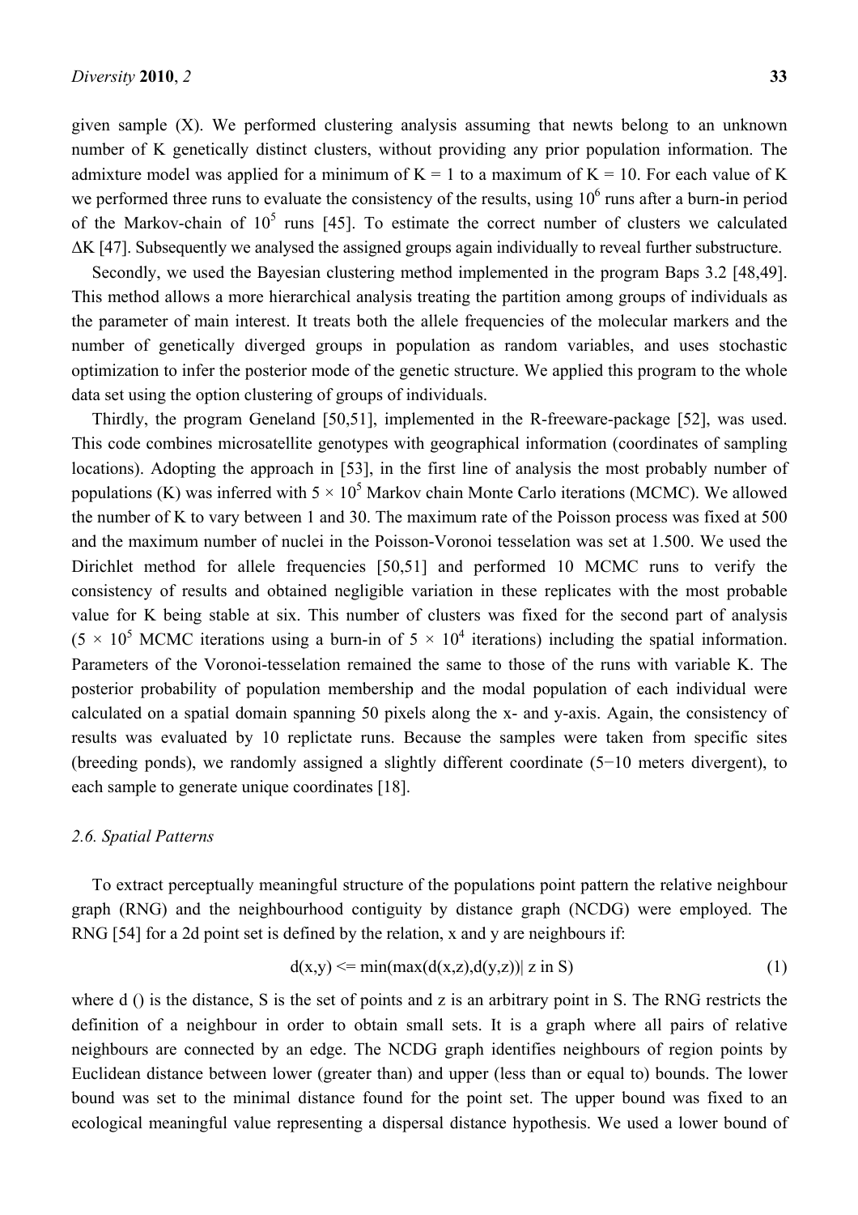given sample (X). We performed clustering analysis assuming that newts belong to an unknown number of K genetically distinct clusters, without providing any prior population information. The admixture model was applied for a minimum of K = 1 to a maximum of K = 10. For each value of K we performed three runs to evaluate the consistency of the results, using $10^6$ runs after a burn-in period of the Markov-chain of $10^5$ runs [45]. To estimate the correct number of clusters we calculated ΔK [47]. Subsequently we analysed the assigned groups again individually to reveal further substructure.

Secondly, we used the Bayesian clustering method implemented in the program Baps 3.2 [48,49]. This method allows a more hierarchical analysis treating the partition among groups of individuals as the parameter of main interest. It treats both the allele frequencies of the molecular markers and the number of genetically diverged groups in population as random variables, and uses stochastic optimization to infer the posterior mode of the genetic structure. We applied this program to the whole data set using the option clustering of groups of individuals.

Thirdly, the program Geneland [50,51], implemented in the R-freeware-package [52], was used. This code combines microsatellite genotypes with geographical information (coordinates of sampling locations). Adopting the approach in [53], in the first line of analysis the most probably number of populations (K) was inferred with $5 \times 10^5$ Markov chain Monte Carlo iterations (MCMC). We allowed the number of K to vary between 1 and 30. The maximum rate of the Poisson process was fixed at 500 and the maximum number of nuclei in the Poisson-Voronoi tesselation was set at 1.500. We used the Dirichlet method for allele frequencies [50,51] and performed 10 MCMC runs to verify the consistency of results and obtained negligible variation in these replicates with the most probable value for K being stable at six. This number of clusters was fixed for the second part of analysis ($5 \times 10^5$ MCMC iterations using a burn-in of $5 \times 10^4$ iterations) including the spatial information. Parameters of the Voronoi-tesselation remained the same to those of the runs with variable K. The posterior probability of population membership and the modal population of each individual were calculated on a spatial domain spanning 50 pixels along the x- and y-axis. Again, the consistency of results was evaluated by 10 replictate runs. Because the samples were taken from specific sites (breeding ponds), we randomly assigned a slightly different coordinate (5−10 meters divergent), to each sample to generate unique coordinates [18].

### 2.6. Spatial Patterns

To extract perceptually meaningful structure of the populations point pattern the relative neighbour graph (RNG) and the neighbourhood contiguity by distance graph (NCDG) were employed. The RNG [54] for a 2d point set is defined by the relation, x and y are neighbours if:

$$d(x,y) <= \min(\max(d(x,z),d(y,z))| \text{ z in S}) \tag{1}$$

where d () is the distance, S is the set of points and z is an arbitrary point in S. The RNG restricts the definition of a neighbour in order to obtain small sets. It is a graph where all pairs of relative neighbours are connected by an edge. The NCDG graph identifies neighbours of region points by Euclidean distance between lower (greater than) and upper (less than or equal to) bounds. The lower bound was set to the minimal distance found for the point set. The upper bound was fixed to an ecological meaningful value representing a dispersal distance hypothesis. We used a lower bound of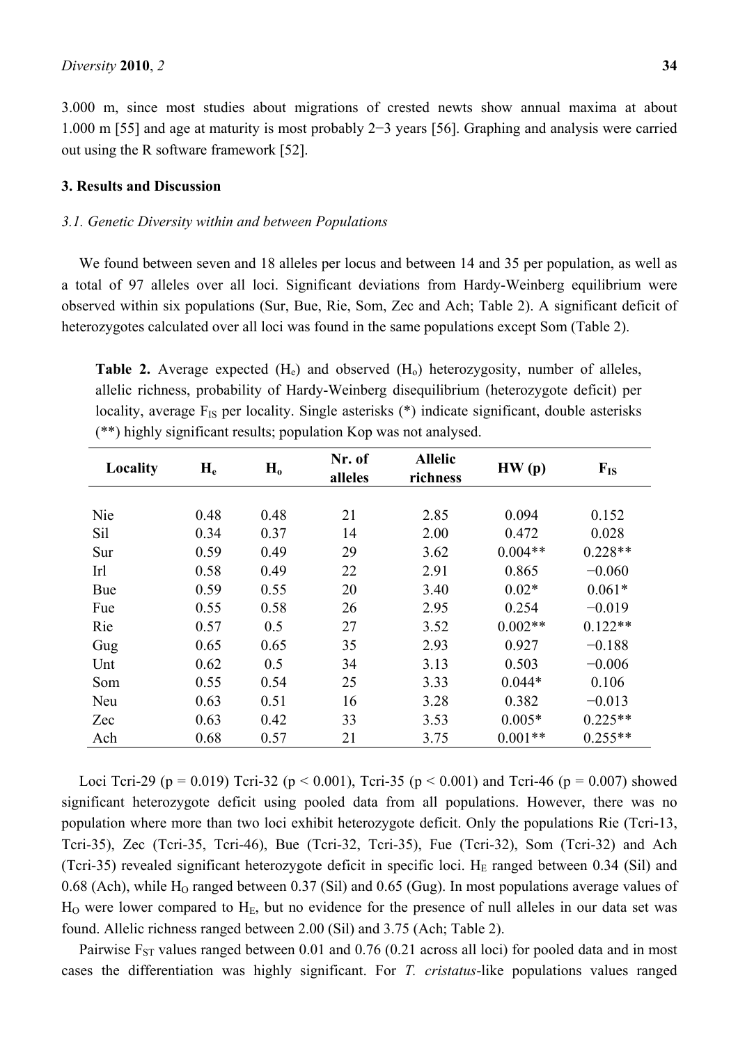3.000 m, since most studies about migrations of crested newts show annual maxima at about 1.000 m [55] and age at maturity is most probably 2−3 years [56]. Graphing and analysis were carried out using the R software framework [52].

## 3. Results and Discussion

### 3.1. Genetic Diversity within and between Populations

We found between seven and 18 alleles per locus and between 14 and 35 per population, as well as a total of 97 alleles over all loci. Significant deviations from Hardy-Weinberg equilibrium were observed within six populations (Sur, Bue, Rie, Som, Zec and Ach; Table 2). A significant deficit of heterozygotes calculated over all loci was found in the same populations except Som (Table 2).

**Table 2.** Average expected ($H_e$) and observed ($H_o$) heterozygosity, number of alleles, allelic richness, probability of Hardy-Weinberg disequilibrium (heterozygote deficit) per locality, average $F_{IS}$ per locality. Single asterisks (*) indicate significant, double asterisks (**) highly significant results; population Kop was not analysed.

| Locality | $H_e$ | $H_o$ | Nr. of alleles | Allelic richness | HW (p) | $F_{IS}$ |
|---|---|---|---|---|---|---|
| Nie | 0.48 | 0.48 | 21 | 2.85 | 0.094 | 0.152 |
| Sil | 0.34 | 0.37 | 14 | 2.00 | 0.472 | 0.028 |
| Sur | 0.59 | 0.49 | 29 | 3.62 | 0.004** | 0.228** |
| Irl | 0.58 | 0.49 | 22 | 2.91 | 0.865 | −0.060 |
| Bue | 0.59 | 0.55 | 20 | 3.40 | 0.02* | 0.061* |
| Fue | 0.55 | 0.58 | 26 | 2.95 | 0.254 | −0.019 |
| Rie | 0.57 | 0.5 | 27 | 3.52 | 0.002** | 0.122** |
| Gug | 0.65 | 0.65 | 35 | 2.93 | 0.927 | −0.188 |
| Unt | 0.62 | 0.5 | 34 | 3.13 | 0.503 | −0.006 |
| Som | 0.55 | 0.54 | 25 | 3.33 | 0.044* | 0.106 |
| Neu | 0.63 | 0.51 | 16 | 3.28 | 0.382 | −0.013 |
| Zec | 0.63 | 0.42 | 33 | 3.53 | 0.005* | 0.225** |
| Ach | 0.68 | 0.57 | 21 | 3.75 | 0.001** | 0.255** |

Loci Tcri-29 ($p = 0.019$) Tcri-32 ($p < 0.001$), Tcri-35 ($p < 0.001$) and Tcri-46 ($p = 0.007$) showed significant heterozygote deficit using pooled data from all populations. However, there was no population where more than two loci exhibit heterozygote deficit. Only the populations Rie (Tcri-13, Tcri-35), Zec (Tcri-35, Tcri-46), Bue (Tcri-32, Tcri-35), Fue (Tcri-32), Som (Tcri-32) and Ach (Tcri-35) revealed significant heterozygote deficit in specific loci. $H_E$ ranged between 0.34 (Sil) and 0.68 (Ach), while $H_O$ ranged between 0.37 (Sil) and 0.65 (Gug). In most populations average values of $H_O$ were lower compared to $H_E$, but no evidence for the presence of null alleles in our data set was found. Allelic richness ranged between 2.00 (Sil) and 3.75 (Ach; Table 2).

Pairwise $F_{ST}$ values ranged between 0.01 and 0.76 (0.21 across all loci) for pooled data and in most cases the differentiation was highly significant. For *T. cristatus*-like populations values ranged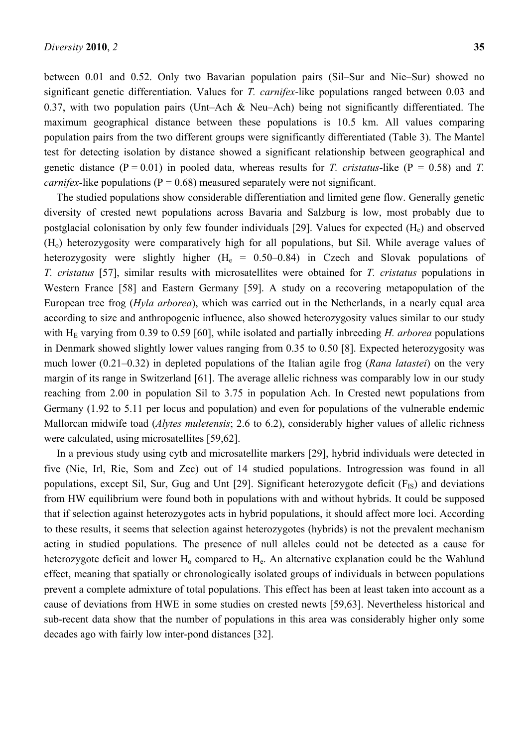between 0.01 and 0.52. Only two Bavarian population pairs (Sil–Sur and Nie–Sur) showed no significant genetic differentiation. Values for *T. carnifex*-like populations ranged between 0.03 and 0.37, with two population pairs (Unt–Ach & Neu–Ach) being not significantly differentiated. The maximum geographical distance between these populations is 10.5 km. All values comparing population pairs from the two different groups were significantly differentiated (Table 3). The Mantel test for detecting isolation by distance showed a significant relationship between geographical and genetic distance ($P = 0.01$) in pooled data, whereas results for *T. cristatus*-like ($P = 0.58$) and *T. carnifex*-like populations ($P = 0.68$) measured separately were not significant.

The studied populations show considerable differentiation and limited gene flow. Generally genetic diversity of crested newt populations across Bavaria and Salzburg is low, most probably due to postglacial colonisation by only few founder individuals [29]. Values for expected ($H_e$) and observed ($H_o$) heterozygosity were comparatively high for all populations, but Sil. While average values of heterozygosity were slightly higher ($H_e$ = 0.50–0.84) in Czech and Slovak populations of *T. cristatus* [57], similar results with microsatellites were obtained for *T. cristatus* populations in Western France [58] and Eastern Germany [59]. A study on a recovering metapopulation of the European tree frog (*Hyla arborea*), which was carried out in the Netherlands, in a nearly equal area according to size and anthropogenic influence, also showed heterozygosity values similar to our study with $H_E$ varying from 0.39 to 0.59 [60], while isolated and partially inbreeding *H. arborea* populations in Denmark showed slightly lower values ranging from 0.35 to 0.50 [8]. Expected heterozygosity was much lower (0.21–0.32) in depleted populations of the Italian agile frog (*Rana latastei*) on the very margin of its range in Switzerland [61]. The average allelic richness was comparably low in our study reaching from 2.00 in population Sil to 3.75 in population Ach. In Crested newt populations from Germany (1.92 to 5.11 per locus and population) and even for populations of the vulnerable endemic Mallorcan midwife toad (*Alytes muletensis*; 2.6 to 6.2), considerably higher values of allelic richness were calculated, using microsatellites [59,62].

In a previous study using cytb and microsatellite markers [29], hybrid individuals were detected in five (Nie, Irl, Rie, Som and Zec) out of 14 studied populations. Introgression was found in all populations, except Sil, Sur, Gug and Unt [29]. Significant heterozygote deficit ($F_{IS}$) and deviations from HW equilibrium were found both in populations with and without hybrids. It could be supposed that if selection against heterozygotes acts in hybrid populations, it should affect more loci. According to these results, it seems that selection against heterozygotes (hybrids) is not the prevalent mechanism acting in studied populations. The presence of null alleles could not be detected as a cause for heterozygote deficit and lower $H_o$ compared to $H_e$. An alternative explanation could be the Wahlund effect, meaning that spatially or chronologically isolated groups of individuals in between populations prevent a complete admixture of total populations. This effect has been at least taken into account as a cause of deviations from HWE in some studies on crested newts [59,63]. Nevertheless historical and sub-recent data show that the number of populations in this area was considerably higher only some decades ago with fairly low inter-pond distances [32].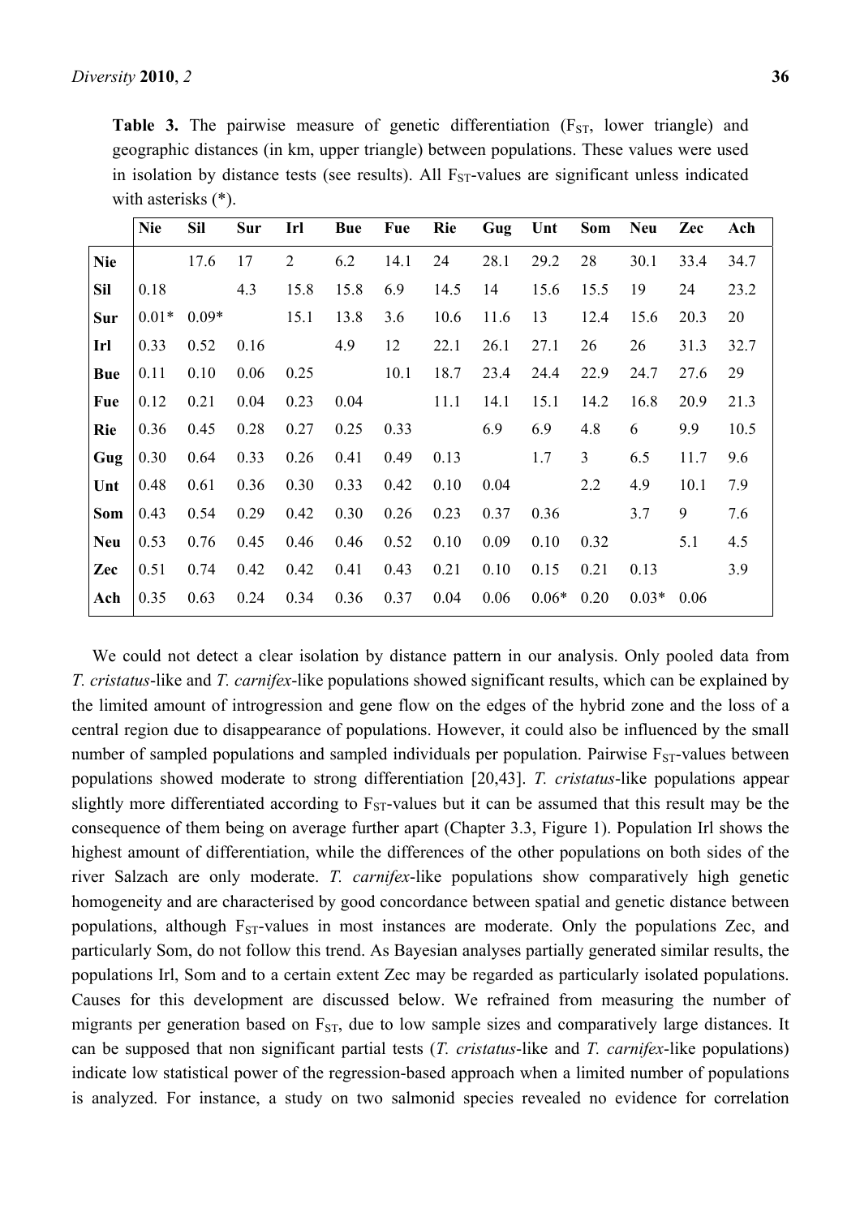**Table 3.** The pairwise measure of genetic differentiation ($F_{ST}$, lower triangle) and geographic distances (in km, upper triangle) between populations. These values were used in isolation by distance tests (see results). All $F_{ST}$-values are significant unless indicated with asterisks (*).

| | Nie | Sil | Sur | Irl | Bue | Fue | Rie | Gug | Unt | Som | Neu | Zec | Ach |
|---|---|---|---|---|---|---|---|---|---|---|---|---|---|
| **Nie** | | 17.6 | 17 | 2 | 6.2 | 14.1 | 24 | 28.1 | 29.2 | 28 | 30.1 | 33.4 | 34.7 |
| **Sil** | 0.18 | | 4.3 | 15.8 | 15.8 | 6.9 | 14.5 | 14 | 15.6 | 15.5 | 19 | 24 | 23.2 |
| **Sur** | 0.01* | 0.09* | | 15.1 | 13.8 | 3.6 | 10.6 | 11.6 | 13 | 12.4 | 15.6 | 20.3 | 20 |
| **Irl** | 0.33 | 0.52 | 0.16 | | 4.9 | 12 | 22.1 | 26.1 | 27.1 | 26 | 26 | 31.3 | 32.7 |
| **Bue** | 0.11 | 0.10 | 0.06 | 0.25 | | 10.1 | 18.7 | 23.4 | 24.4 | 22.9 | 24.7 | 27.6 | 29 |
| **Fue** | 0.12 | 0.21 | 0.04 | 0.23 | 0.04 | | 11.1 | 14.1 | 15.1 | 14.2 | 16.8 | 20.9 | 21.3 |
| **Rie** | 0.36 | 0.45 | 0.28 | 0.27 | 0.25 | 0.33 | | 6.9 | 6.9 | 4.8 | 6 | 9.9 | 10.5 |
| **Gug** | 0.30 | 0.64 | 0.33 | 0.26 | 0.41 | 0.49 | 0.13 | | 1.7 | 3 | 6.5 | 11.7 | 9.6 |
| **Unt** | 0.48 | 0.61 | 0.36 | 0.30 | 0.33 | 0.42 | 0.10 | 0.04 | | 2.2 | 4.9 | 10.1 | 7.9 |
| **Som** | 0.43 | 0.54 | 0.29 | 0.42 | 0.30 | 0.26 | 0.23 | 0.37 | 0.36 | | 3.7 | 9 | 7.6 |
| **Neu** | 0.53 | 0.76 | 0.45 | 0.46 | 0.46 | 0.52 | 0.10 | 0.09 | 0.10 | 0.32 | | 5.1 | 4.5 |
| **Zec** | 0.51 | 0.74 | 0.42 | 0.42 | 0.41 | 0.43 | 0.21 | 0.10 | 0.15 | 0.21 | 0.13 | | 3.9 |
| **Ach** | 0.35 | 0.63 | 0.24 | 0.34 | 0.36 | 0.37 | 0.04 | 0.06 | 0.06* | 0.20 | 0.03* | 0.06 | |

We could not detect a clear isolation by distance pattern in our analysis. Only pooled data from *T. cristatus*-like and *T. carnifex*-like populations showed significant results, which can be explained by the limited amount of introgression and gene flow on the edges of the hybrid zone and the loss of a central region due to disappearance of populations. However, it could also be influenced by the small number of sampled populations and sampled individuals per population. Pairwise $F_{ST}$-values between populations showed moderate to strong differentiation [20,43]. *T. cristatus*-like populations appear slightly more differentiated according to $F_{ST}$-values but it can be assumed that this result may be the consequence of them being on average further apart (Chapter 3.3, Figure 1). Population Irl shows the highest amount of differentiation, while the differences of the other populations on both sides of the river Salzach are only moderate. *T. carnifex*-like populations show comparatively high genetic homogeneity and are characterised by good concordance between spatial and genetic distance between populations, although $F_{ST}$-values in most instances are moderate. Only the populations Zec, and particularly Som, do not follow this trend. As Bayesian analyses partially generated similar results, the populations Irl, Som and to a certain extent Zec may be regarded as particularly isolated populations. Causes for this development are discussed below. We refrained from measuring the number of migrants per generation based on $F_{ST}$, due to low sample sizes and comparatively large distances. It can be supposed that non significant partial tests (*T. cristatus*-like and *T. carnifex*-like populations) indicate low statistical power of the regression-based approach when a limited number of populations is analyzed. For instance, a study on two salmonid species revealed no evidence for correlation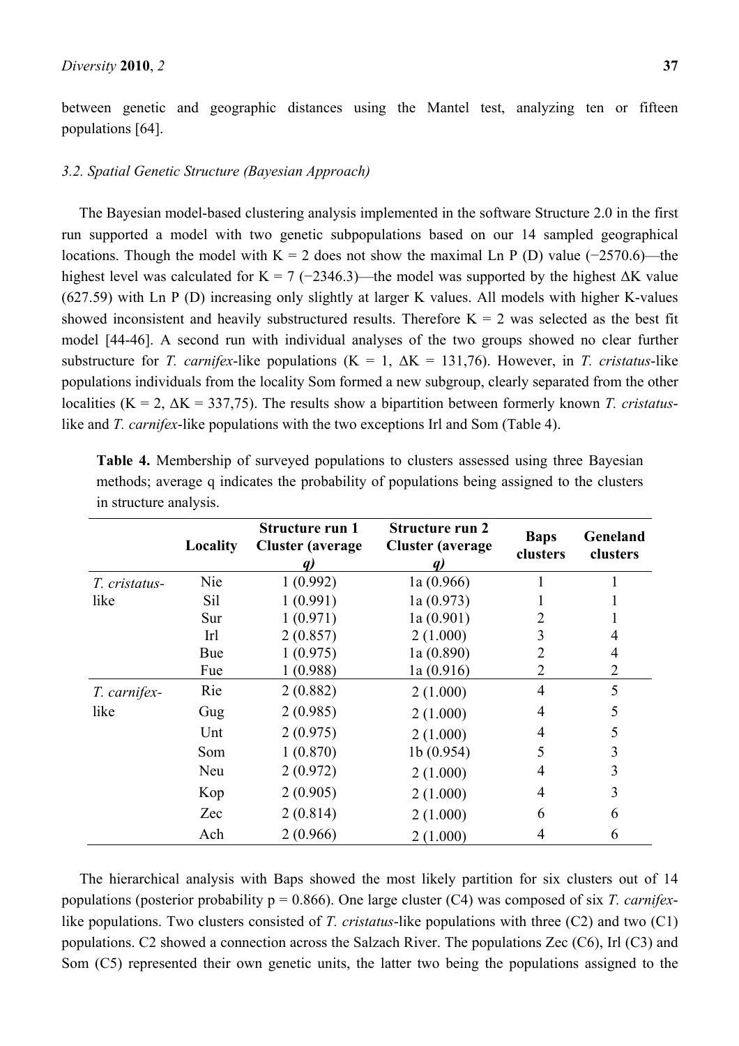between genetic and geographic distances using the Mantel test, analyzing ten or fifteen populations [64].

### 3.2. Spatial Genetic Structure (Bayesian Approach)

The Bayesian model-based clustering analysis implemented in the software Structure 2.0 in the first run supported a model with two genetic subpopulations based on our 14 sampled geographical locations. Though the model with K = 2 does not show the maximal Ln P (D) value (−2570.6)—the highest level was calculated for K = 7 (−2346.3)—the model was supported by the highest ΔK value (627.59) with Ln P (D) increasing only slightly at larger K values. All models with higher K-values showed inconsistent and heavily substructured results. Therefore K = 2 was selected as the best fit model [44-46]. A second run with individual analyses of the two groups showed no clear further substructure for *T. carnifex*-like populations (K = 1, ΔK = 131,76). However, in *T. cristatus*-like populations individuals from the locality Som formed a new subgroup, clearly separated from the other localities (K = 2, ΔK = 337,75). The results show a bipartition between formerly known *T. cristatus*-like and *T. carnifex*-like populations with the two exceptions Irl and Som (Table 4).

**Table 4.** Membership of surveyed populations to clusters assessed using three Bayesian methods; average q indicates the probability of populations being assigned to the clusters in structure analysis.

| | Locality | Structure run 1 Cluster (average *q*) | Structure run 2 Cluster (average *q*) | Baps clusters | Geneland clusters |
|---|---|---|---|---|---|
| *T. cristatus*-like | Nie | 1 (0.992) | 1a (0.966) | 1 | 1 |
| | Sil | 1 (0.991) | 1a (0.973) | 1 | 1 |
| | Sur | 1 (0.971) | 1a (0.901) | 2 | 1 |
| | Irl | 2 (0.857) | 2 (1.000) | 3 | 4 |
| | Bue | 1 (0.975) | 1a (0.890) | 2 | 4 |
| | Fue | 1 (0.988) | 1a (0.916) | 2 | 2 |
| *T. carnifex*-like | Rie | 2 (0.882) | 2 (1.000) | 4 | 5 |
| | Gug | 2 (0.985) | 2 (1.000) | 4 | 5 |
| | Unt | 2 (0.975) | 2 (1.000) | 4 | 5 |
| | Som | 1 (0.870) | 1b (0.954) | 5 | 3 |
| | Neu | 2 (0.972) | 2 (1.000) | 4 | 3 |
| | Kop | 2 (0.905) | 2 (1.000) | 4 | 3 |
| | Zec | 2 (0.814) | 2 (1.000) | 6 | 6 |
| | Ach | 2 (0.966) | 2 (1.000) | 4 | 6 |

The hierarchical analysis with Baps showed the most likely partition for six clusters out of 14 populations (posterior probability p = 0.866). One large cluster (C4) was composed of six *T. carnifex*-like populations. Two clusters consisted of *T. cristatus*-like populations with three (C2) and two (C1) populations. C2 showed a connection across the Salzach River. The populations Zec (C6), Irl (C3) and Som (C5) represented their own genetic units, the latter two being the populations assigned to the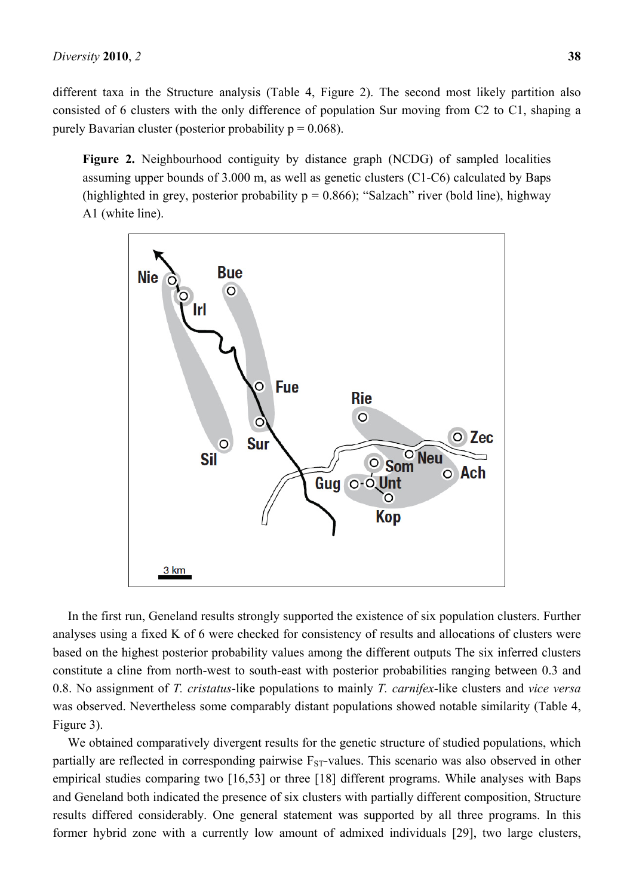different taxa in the Structure analysis (Table 4, Figure 2). The second most likely partition also consisted of 6 clusters with the only difference of population Sur moving from C2 to C1, shaping a purely Bavarian cluster (posterior probability p = 0.068).

**Figure 2.** Neighbourhood contiguity by distance graph (NCDG) of sampled localities assuming upper bounds of 3.000 m, as well as genetic clusters (C1-C6) calculated by Baps (highlighted in grey, posterior probability p = 0.866); "Salzach" river (bold line), highway A1 (white line).

In the first run, Geneland results strongly supported the existence of six population clusters. Further analyses using a fixed K of 6 were checked for consistency of results and allocations of clusters were based on the highest posterior probability values among the different outputs The six inferred clusters constitute a cline from north-west to south-east with posterior probabilities ranging between 0.3 and 0.8. No assignment of *T. cristatus*-like populations to mainly *T. carnifex*-like clusters and *vice versa* was observed. Nevertheless some comparably distant populations showed notable similarity (Table 4, Figure 3).

We obtained comparatively divergent results for the genetic structure of studied populations, which partially are reflected in corresponding pairwise $F_{ST}$-values. This scenario was also observed in other empirical studies comparing two [16,53] or three [18] different programs. While analyses with Baps and Geneland both indicated the presence of six clusters with partially different composition, Structure results differed considerably. One general statement was supported by all three programs. In this former hybrid zone with a currently low amount of admixed individuals [29], two large clusters,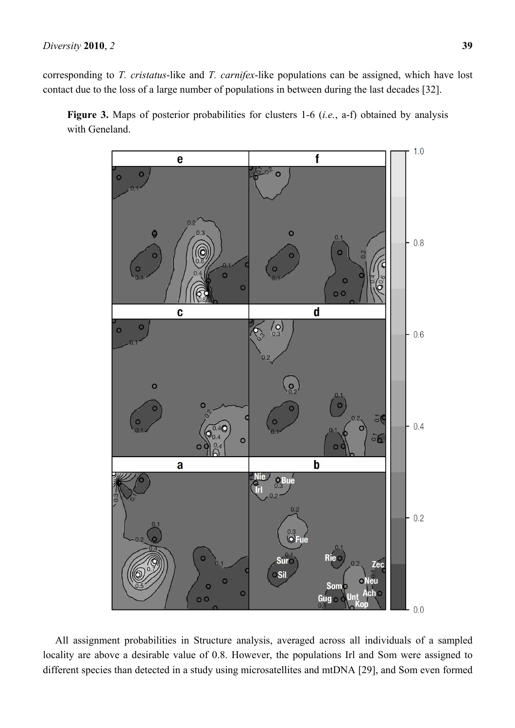corresponding to *T. cristatus*-like and *T. carnifex*-like populations can be assigned, which have lost contact due to the loss of a large number of populations in between during the last decades [32].

**Figure 3.** Maps of posterior probabilities for clusters 1-6 (*i.e.*, a-f) obtained by analysis with Geneland.

All assignment probabilities in Structure analysis, averaged across all individuals of a sampled locality are above a desirable value of 0.8. However, the populations Irl and Som were assigned to different species than detected in a study using microsatellites and mtDNA [29], and Som even formed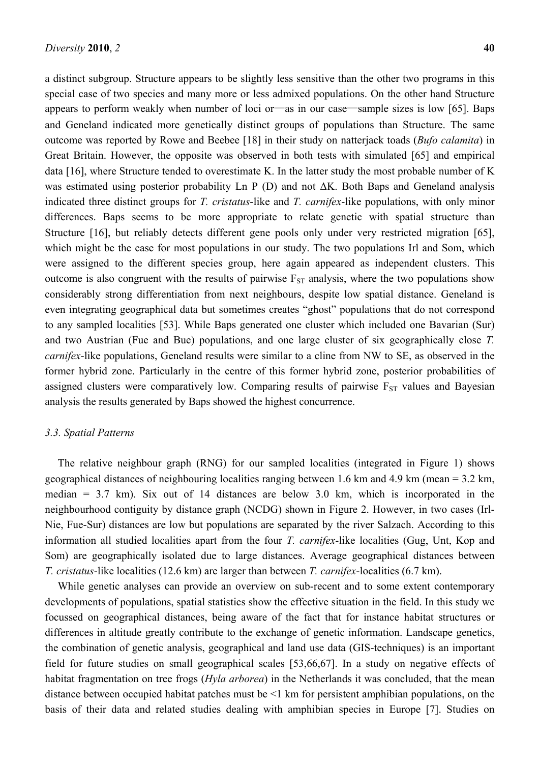a distinct subgroup. Structure appears to be slightly less sensitive than the other two programs in this special case of two species and many more or less admixed populations. On the other hand Structure appears to perform weakly when number of loci or—as in our case—sample sizes is low [65]. Baps and Geneland indicated more genetically distinct groups of populations than Structure. The same outcome was reported by Rowe and Beebee [18] in their study on natterjack toads (*Bufo calamita*) in Great Britain. However, the opposite was observed in both tests with simulated [65] and empirical data [16], where Structure tended to overestimate K. In the latter study the most probable number of K was estimated using posterior probability Ln P (D) and not ΔK. Both Baps and Geneland analysis indicated three distinct groups for *T. cristatus*-like and *T. carnifex*-like populations, with only minor differences. Baps seems to be more appropriate to relate genetic with spatial structure than Structure [16], but reliably detects different gene pools only under very restricted migration [65], which might be the case for most populations in our study. The two populations Irl and Som, which were assigned to the different species group, here again appeared as independent clusters. This outcome is also congruent with the results of pairwise $F_{ST}$ analysis, where the two populations show considerably strong differentiation from next neighbours, despite low spatial distance. Geneland is even integrating geographical data but sometimes creates "ghost" populations that do not correspond to any sampled localities [53]. While Baps generated one cluster which included one Bavarian (Sur) and two Austrian (Fue and Bue) populations, and one large cluster of six geographically close *T. carnifex*-like populations, Geneland results were similar to a cline from NW to SE, as observed in the former hybrid zone. Particularly in the centre of this former hybrid zone, posterior probabilities of assigned clusters were comparatively low. Comparing results of pairwise $F_{ST}$ values and Bayesian analysis the results generated by Baps showed the highest concurrence.

### *3.3. Spatial Patterns*

The relative neighbour graph (RNG) for our sampled localities (integrated in Figure 1) shows geographical distances of neighbouring localities ranging between 1.6 km and 4.9 km (mean = 3.2 km, median = 3.7 km). Six out of 14 distances are below 3.0 km, which is incorporated in the neighbourhood contiguity by distance graph (NCDG) shown in Figure 2. However, in two cases (Irl-Nie, Fue-Sur) distances are low but populations are separated by the river Salzach. According to this information all studied localities apart from the four *T. carnifex*-like localities (Gug, Unt, Kop and Som) are geographically isolated due to large distances. Average geographical distances between *T. cristatus*-like localities (12.6 km) are larger than between *T. carnifex*-localities (6.7 km).

While genetic analyses can provide an overview on sub-recent and to some extent contemporary developments of populations, spatial statistics show the effective situation in the field. In this study we focussed on geographical distances, being aware of the fact that for instance habitat structures or differences in altitude greatly contribute to the exchange of genetic information. Landscape genetics, the combination of genetic analysis, geographical and land use data (GIS-techniques) is an important field for future studies on small geographical scales [53,66,67]. In a study on negative effects of habitat fragmentation on tree frogs (*Hyla arborea*) in the Netherlands it was concluded, that the mean distance between occupied habitat patches must be <1 km for persistent amphibian populations, on the basis of their data and related studies dealing with amphibian species in Europe [7]. Studies on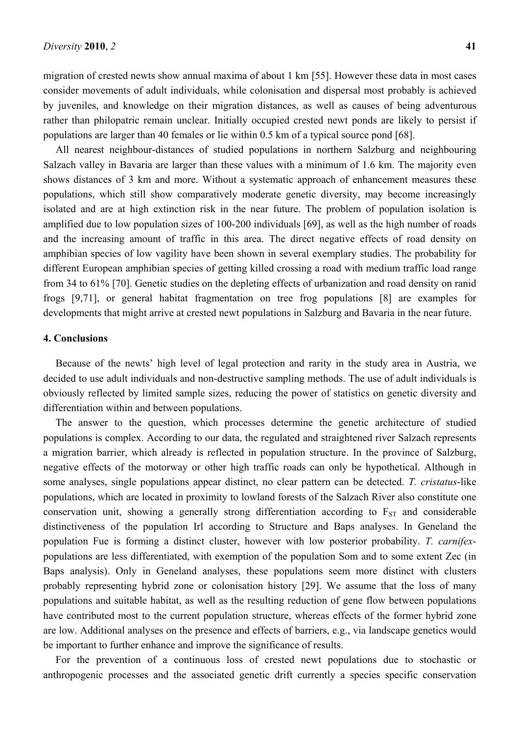migration of crested newts show annual maxima of about 1 km [55]. However these data in most cases consider movements of adult individuals, while colonisation and dispersal most probably is achieved by juveniles, and knowledge on their migration distances, as well as causes of being adventurous rather than philopatric remain unclear. Initially occupied crested newt ponds are likely to persist if populations are larger than 40 females or lie within 0.5 km of a typical source pond [68].

All nearest neighbour-distances of studied populations in northern Salzburg and neighbouring Salzach valley in Bavaria are larger than these values with a minimum of 1.6 km. The majority even shows distances of 3 km and more. Without a systematic approach of enhancement measures these populations, which still show comparatively moderate genetic diversity, may become increasingly isolated and are at high extinction risk in the near future. The problem of population isolation is amplified due to low population sizes of 100-200 individuals [69], as well as the high number of roads and the increasing amount of traffic in this area. The direct negative effects of road density on amphibian species of low vagility have been shown in several exemplary studies. The probability for different European amphibian species of getting killed crossing a road with medium traffic load range from 34 to 61% [70]. Genetic studies on the depleting effects of urbanization and road density on ranid frogs [9,71], or general habitat fragmentation on tree frog populations [8] are examples for developments that might arrive at crested newt populations in Salzburg and Bavaria in the near future.

## 4. Conclusions

Because of the newts' high level of legal protection and rarity in the study area in Austria, we decided to use adult individuals and non-destructive sampling methods. The use of adult individuals is obviously reflected by limited sample sizes, reducing the power of statistics on genetic diversity and differentiation within and between populations.

The answer to the question, which processes determine the genetic architecture of studied populations is complex. According to our data, the regulated and straightened river Salzach represents a migration barrier, which already is reflected in population structure. In the province of Salzburg, negative effects of the motorway or other high traffic roads can only be hypothetical. Although in some analyses, single populations appear distinct, no clear pattern can be detected. *T. cristatus*-like populations, which are located in proximity to lowland forests of the Salzach River also constitute one conservation unit, showing a generally strong differentiation according to $F_{ST}$ and considerable distinctiveness of the population Irl according to Structure and Baps analyses. In Geneland the population Fue is forming a distinct cluster, however with low posterior probability. *T. carnifex*-populations are less differentiated, with exemption of the population Som and to some extent Zec (in Baps analysis). Only in Geneland analyses, these populations seem more distinct with clusters probably representing hybrid zone or colonisation history [29]. We assume that the loss of many populations and suitable habitat, as well as the resulting reduction of gene flow between populations have contributed most to the current population structure, whereas effects of the former hybrid zone are low. Additional analyses on the presence and effects of barriers, e.g., via landscape genetics would be important to further enhance and improve the significance of results.

For the prevention of a continuous loss of crested newt populations due to stochastic or anthropogenic processes and the associated genetic drift currently a species specific conservation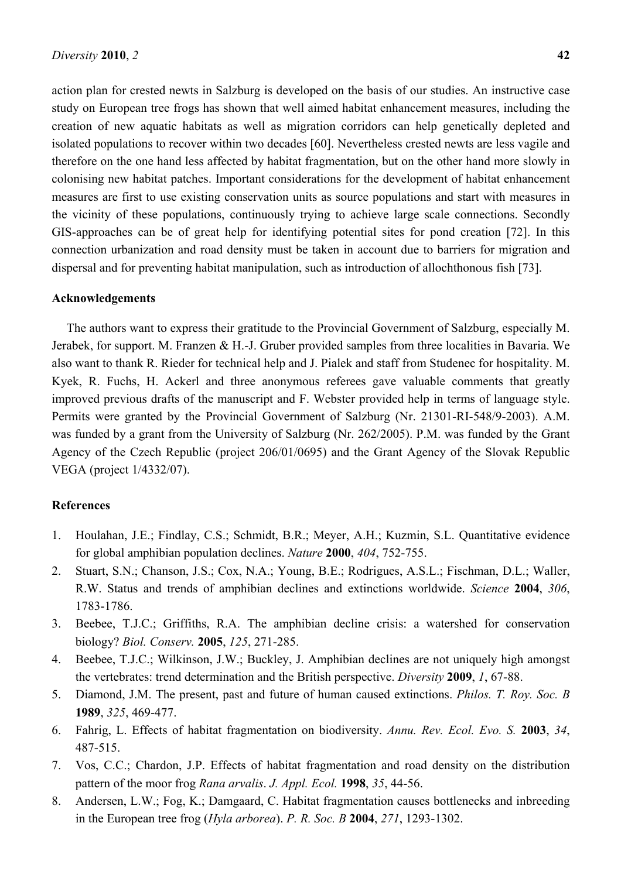action plan for crested newts in Salzburg is developed on the basis of our studies. An instructive case study on European tree frogs has shown that well aimed habitat enhancement measures, including the creation of new aquatic habitats as well as migration corridors can help genetically depleted and isolated populations to recover within two decades [60]. Nevertheless crested newts are less vagile and therefore on the one hand less affected by habitat fragmentation, but on the other hand more slowly in colonising new habitat patches. Important considerations for the development of habitat enhancement measures are first to use existing conservation units as source populations and start with measures in the vicinity of these populations, continuously trying to achieve large scale connections. Secondly GIS-approaches can be of great help for identifying potential sites for pond creation [72]. In this connection urbanization and road density must be taken in account due to barriers for migration and dispersal and for preventing habitat manipulation, such as introduction of allochthonous fish [73].

## Acknowledgements

The authors want to express their gratitude to the Provincial Government of Salzburg, especially M. Jerabek, for support. M. Franzen & H.-J. Gruber provided samples from three localities in Bavaria. We also want to thank R. Rieder for technical help and J. Pialek and staff from Studenec for hospitality. M. Kyek, R. Fuchs, H. Ackerl and three anonymous referees gave valuable comments that greatly improved previous drafts of the manuscript and F. Webster provided help in terms of language style. Permits were granted by the Provincial Government of Salzburg (Nr. 21301-RI-548/9-2003). A.M. was funded by a grant from the University of Salzburg (Nr. 262/2005). P.M. was funded by the Grant Agency of the Czech Republic (project 206/01/0695) and the Grant Agency of the Slovak Republic VEGA (project 1/4332/07).

## References

1. Houlahan, J.E.; Findlay, C.S.; Schmidt, B.R.; Meyer, A.H.; Kuzmin, S.L. Quantitative evidence for global amphibian population declines. *Nature* **2000**, *404*, 752-755.
2. Stuart, S.N.; Chanson, J.S.; Cox, N.A.; Young, B.E.; Rodrigues, A.S.L.; Fischman, D.L.; Waller, R.W. Status and trends of amphibian declines and extinctions worldwide. *Science* **2004**, *306*, 1783-1786.
3. Beebee, T.J.C.; Griffiths, R.A. The amphibian decline crisis: a watershed for conservation biology? *Biol. Conserv.* **2005**, *125*, 271-285.
4. Beebee, T.J.C.; Wilkinson, J.W.; Buckley, J. Amphibian declines are not uniquely high amongst the vertebrates: trend determination and the British perspective. *Diversity* **2009**, *1*, 67-88.
5. Diamond, J.M. The present, past and future of human caused extinctions. *Philos. T. Roy. Soc. B* **1989**, *325*, 469-477.
6. Fahrig, L. Effects of habitat fragmentation on biodiversity. *Annu. Rev. Ecol. Evo. S.* **2003**, *34*, 487-515.
7. Vos, C.C.; Chardon, J.P. Effects of habitat fragmentation and road density on the distribution pattern of the moor frog *Rana arvalis*. *J. Appl. Ecol.* **1998**, *35*, 44-56.
8. Andersen, L.W.; Fog, K.; Damgaard, C. Habitat fragmentation causes bottlenecks and inbreeding in the European tree frog (*Hyla arborea*). *P. R. Soc. B* **2004**, *271*, 1293-1302.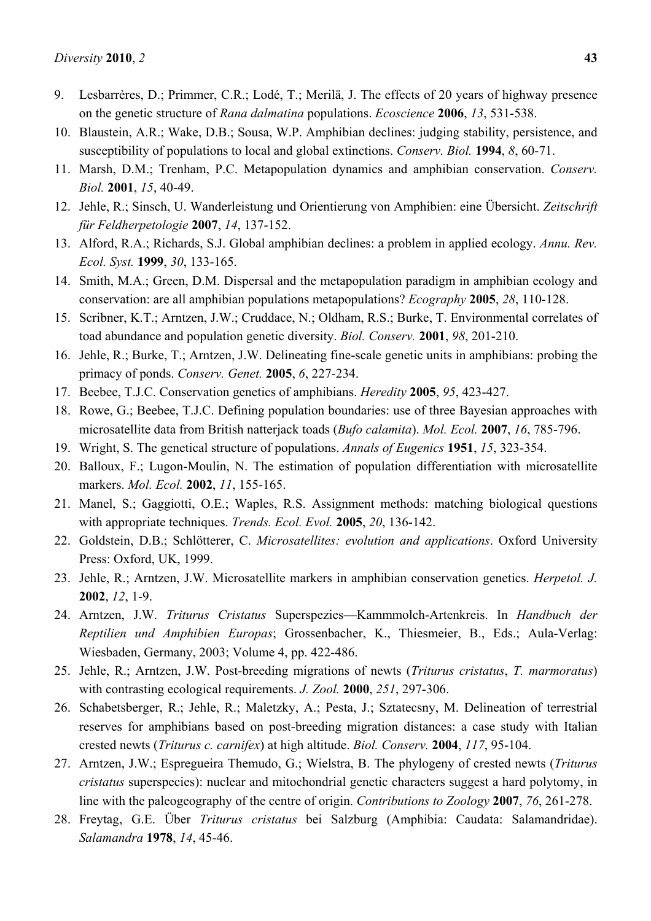9. Lesbarrères, D.; Primmer, C.R.; Lodé, T.; Merilä, J. The effects of 20 years of highway presence on the genetic structure of *Rana dalmatina* populations. *Ecoscience* **2006**, *13*, 531-538.
10. Blaustein, A.R.; Wake, D.B.; Sousa, W.P. Amphibian declines: judging stability, persistence, and susceptibility of populations to local and global extinctions. *Conserv. Biol.* **1994**, *8*, 60-71.
11. Marsh, D.M.; Trenham, P.C. Metapopulation dynamics and amphibian conservation. *Conserv. Biol.* **2001**, *15*, 40-49.
12. Jehle, R.; Sinsch, U. Wanderleistung und Orientierung von Amphibien: eine Übersicht. *Zeitschrift für Feldherpetologie* **2007**, *14*, 137-152.
13. Alford, R.A.; Richards, S.J. Global amphibian declines: a problem in applied ecology. *Annu. Rev. Ecol. Syst.* **1999**, *30*, 133-165.
14. Smith, M.A.; Green, D.M. Dispersal and the metapopulation paradigm in amphibian ecology and conservation: are all amphibian populations metapopulations? *Ecography* **2005**, *28*, 110-128.
15. Scribner, K.T.; Arntzen, J.W.; Cruddace, N.; Oldham, R.S.; Burke, T. Environmental correlates of toad abundance and population genetic diversity. *Biol. Conserv.* **2001**, *98*, 201-210.
16. Jehle, R.; Burke, T.; Arntzen, J.W. Delineating fine-scale genetic units in amphibians: probing the primacy of ponds. *Conserv. Genet.* **2005**, *6*, 227-234.
17. Beebee, T.J.C. Conservation genetics of amphibians. *Heredity* **2005**, *95*, 423-427.
18. Rowe, G.; Beebee, T.J.C. Defining population boundaries: use of three Bayesian approaches with microsatellite data from British natterjack toads (*Bufo calamita*). *Mol. Ecol.* **2007**, *16*, 785-796.
19. Wright, S. The genetical structure of populations. *Annals of Eugenics* **1951**, *15*, 323-354.
20. Balloux, F.; Lugon-Moulin, N. The estimation of population differentiation with microsatellite markers. *Mol. Ecol.* **2002**, *11*, 155-165.
21. Manel, S.; Gaggiotti, O.E.; Waples, R.S. Assignment methods: matching biological questions with appropriate techniques. *Trends. Ecol. Evol.* **2005**, *20*, 136-142.
22. Goldstein, D.B.; Schlötterer, C. *Microsatellites: evolution and applications*. Oxford University Press: Oxford, UK, 1999.
23. Jehle, R.; Arntzen, J.W. Microsatellite markers in amphibian conservation genetics. *Herpetol. J.* **2002**, *12*, 1-9.
24. Arntzen, J.W. *Triturus Cristatus* Superspezies—Kammmolch-Artenkreis. In *Handbuch der Reptilien und Amphibien Europas*; Grossenbacher, K., Thiesmeier, B., Eds.; Aula-Verlag: Wiesbaden, Germany, 2003; Volume 4, pp. 422-486.
25. Jehle, R.; Arntzen, J.W. Post-breeding migrations of newts (*Triturus cristatus*, *T. marmoratus*) with contrasting ecological requirements. *J. Zool.* **2000**, *251*, 297-306.
26. Schabetsberger, R.; Jehle, R.; Maletzky, A.; Pesta, J.; Sztatecsny, M. Delineation of terrestrial reserves for amphibians based on post-breeding migration distances: a case study with Italian crested newts (*Triturus c. carnifex*) at high altitude. *Biol. Conserv.* **2004**, *117*, 95-104.
27. Arntzen, J.W.; Espregueira Themudo, G.; Wielstra, B. The phylogeny of crested newts (*Triturus cristatus* superspecies): nuclear and mitochondrial genetic characters suggest a hard polytomy, in line with the paleogeography of the centre of origin. *Contributions to Zoology* **2007**, *76*, 261-278.
28. Freytag, G.E. Über *Triturus cristatus* bei Salzburg (Amphibia: Caudata: Salamandridae). *Salamandra* **1978**, *14*, 45-46.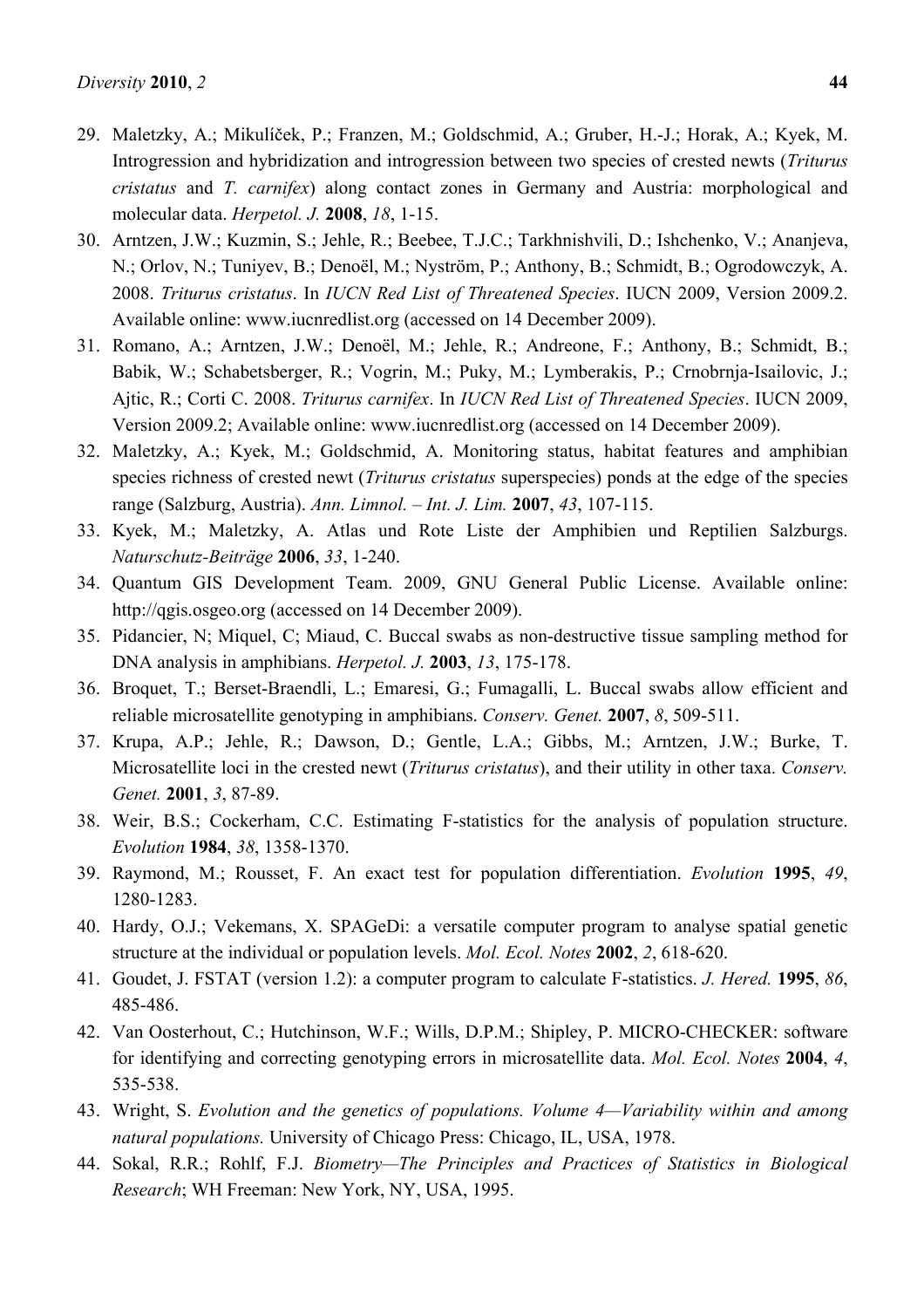29. Maletzky, A.; Mikulíček, P.; Franzen, M.; Goldschmid, A.; Gruber, H.-J.; Horak, A.; Kyek, M. Introgression and hybridization and introgression between two species of crested newts (*Triturus cristatus* and *T. carnifex*) along contact zones in Germany and Austria: morphological and molecular data. *Herpetol. J.* **2008**, *18*, 1-15.
30. Arntzen, J.W.; Kuzmin, S.; Jehle, R.; Beebee, T.J.C.; Tarkhnishvili, D.; Ishchenko, V.; Ananjeva, N.; Orlov, N.; Tuniyev, B.; Denoël, M.; Nyström, P.; Anthony, B.; Schmidt, B.; Ogrodowczyk, A. 2008. *Triturus cristatus*. In *IUCN Red List of Threatened Species*. IUCN 2009, Version 2009.2. Available online: www.iucnredlist.org (accessed on 14 December 2009).
31. Romano, A.; Arntzen, J.W.; Denoël, M.; Jehle, R.; Andreone, F.; Anthony, B.; Schmidt, B.; Babik, W.; Schabetsberger, R.; Vogrin, M.; Puky, M.; Lymberakis, P.; Crnobrnja-Isailovic, J.; Ajtic, R.; Corti C. 2008. *Triturus carnifex*. In *IUCN Red List of Threatened Species*. IUCN 2009, Version 2009.2; Available online: www.iucnredlist.org (accessed on 14 December 2009).
32. Maletzky, A.; Kyek, M.; Goldschmid, A. Monitoring status, habitat features and amphibian species richness of crested newt (*Triturus cristatus* superspecies) ponds at the edge of the species range (Salzburg, Austria). *Ann. Limnol. – Int. J. Lim.* **2007**, *43*, 107-115.
33. Kyek, M.; Maletzky, A. Atlas und Rote Liste der Amphibien und Reptilien Salzburgs. *Naturschutz-Beiträge* **2006**, *33*, 1-240.
34. Quantum GIS Development Team. 2009, GNU General Public License. Available online: http://qgis.osgeo.org (accessed on 14 December 2009).
35. Pidancier, N; Miquel, C; Miaud, C. Buccal swabs as non-destructive tissue sampling method for DNA analysis in amphibians. *Herpetol. J.* **2003**, *13*, 175-178.
36. Broquet, T.; Berset-Braendli, L.; Emaresi, G.; Fumagalli, L. Buccal swabs allow efficient and reliable microsatellite genotyping in amphibians. *Conserv. Genet.* **2007**, *8*, 509-511.
37. Krupa, A.P.; Jehle, R.; Dawson, D.; Gentle, L.A.; Gibbs, M.; Arntzen, J.W.; Burke, T. Microsatellite loci in the crested newt (*Triturus cristatus*), and their utility in other taxa. *Conserv. Genet.* **2001**, *3*, 87-89.
38. Weir, B.S.; Cockerham, C.C. Estimating F-statistics for the analysis of population structure. *Evolution* **1984**, *38*, 1358-1370.
39. Raymond, M.; Rousset, F. An exact test for population differentiation. *Evolution* **1995**, *49*, 1280-1283.
40. Hardy, O.J.; Vekemans, X. SPAGeDi: a versatile computer program to analyse spatial genetic structure at the individual or population levels. *Mol. Ecol. Notes* **2002**, *2*, 618-620.
41. Goudet, J. FSTAT (version 1.2): a computer program to calculate F-statistics. *J. Hered.* **1995**, *86*, 485-486.
42. Van Oosterhout, C.; Hutchinson, W.F.; Wills, D.P.M.; Shipley, P. MICRO-CHECKER: software for identifying and correcting genotyping errors in microsatellite data. *Mol. Ecol. Notes* **2004**, *4*, 535-538.
43. Wright, S. *Evolution and the genetics of populations. Volume 4—Variability within and among natural populations.* University of Chicago Press: Chicago, IL, USA, 1978.
44. Sokal, R.R.; Rohlf, F.J. *Biometry—The Principles and Practices of Statistics in Biological Research*; WH Freeman: New York, NY, USA, 1995.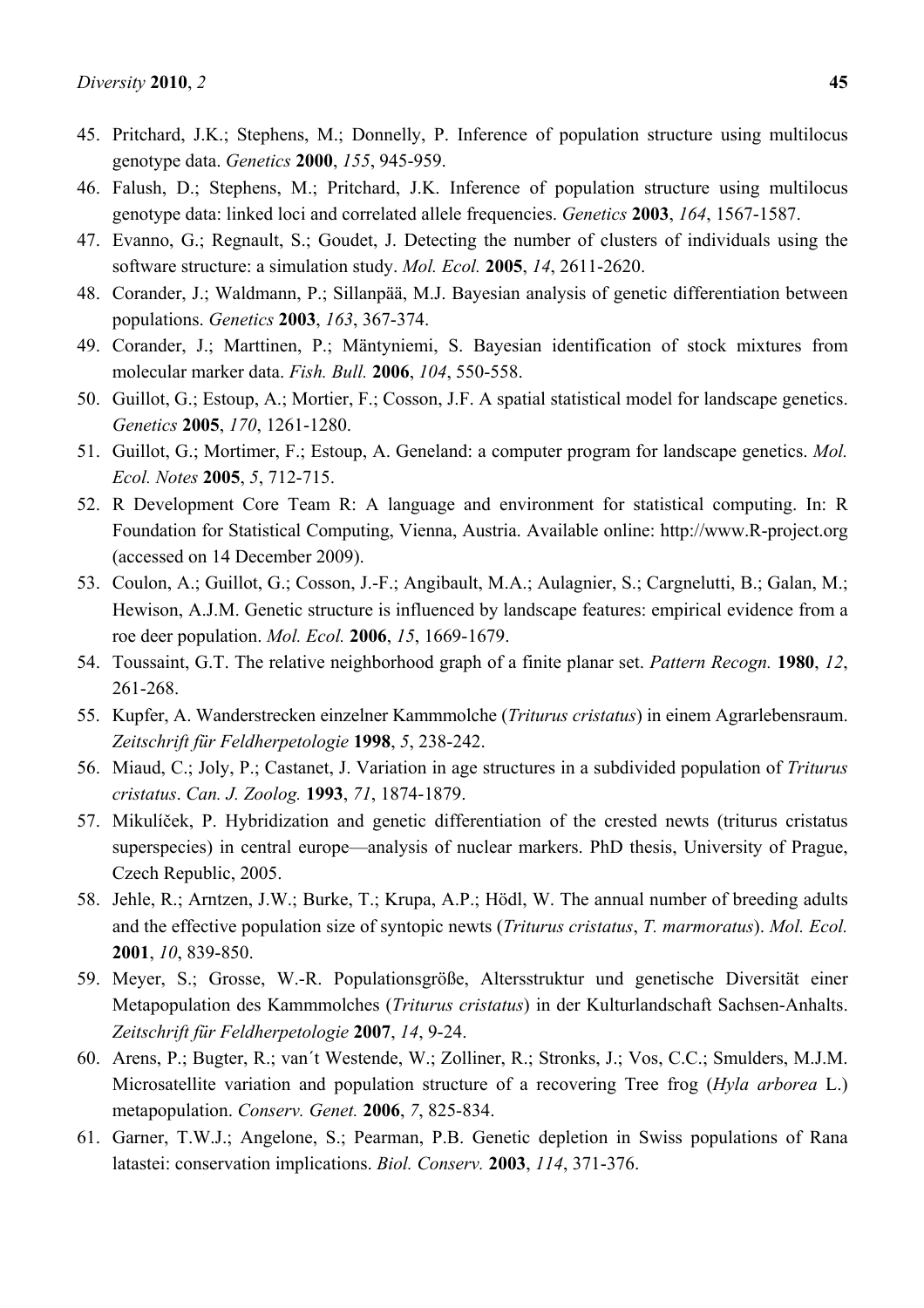45. Pritchard, J.K.; Stephens, M.; Donnelly, P. Inference of population structure using multilocus genotype data. *Genetics* **2000**, *155*, 945-959.
46. Falush, D.; Stephens, M.; Pritchard, J.K. Inference of population structure using multilocus genotype data: linked loci and correlated allele frequencies. *Genetics* **2003**, *164*, 1567-1587.
47. Evanno, G.; Regnault, S.; Goudet, J. Detecting the number of clusters of individuals using the software structure: a simulation study. *Mol. Ecol.* **2005**, *14*, 2611-2620.
48. Corander, J.; Waldmann, P.; Sillanpää, M.J. Bayesian analysis of genetic differentiation between populations. *Genetics* **2003**, *163*, 367-374.
49. Corander, J.; Marttinen, P.; Mäntyniemi, S. Bayesian identification of stock mixtures from molecular marker data. *Fish. Bull.* **2006**, *104*, 550-558.
50. Guillot, G.; Estoup, A.; Mortier, F.; Cosson, J.F. A spatial statistical model for landscape genetics. *Genetics* **2005**, *170*, 1261-1280.
51. Guillot, G.; Mortimer, F.; Estoup, A. Geneland: a computer program for landscape genetics. *Mol. Ecol. Notes* **2005**, *5*, 712-715.
52. R Development Core Team R: A language and environment for statistical computing. In: R Foundation for Statistical Computing, Vienna, Austria. Available online: http://www.R-project.org (accessed on 14 December 2009).
53. Coulon, A.; Guillot, G.; Cosson, J.-F.; Angibault, M.A.; Aulagnier, S.; Cargnelutti, B.; Galan, M.; Hewison, A.J.M. Genetic structure is influenced by landscape features: empirical evidence from a roe deer population. *Mol. Ecol.* **2006**, *15*, 1669-1679.
54. Toussaint, G.T. The relative neighborhood graph of a finite planar set. *Pattern Recogn.* **1980**, *12*, 261-268.
55. Kupfer, A. Wanderstrecken einzelner Kammmolche (*Triturus cristatus*) in einem Agrarlebensraum. *Zeitschrift für Feldherpetologie* **1998**, *5*, 238-242.
56. Miaud, C.; Joly, P.; Castanet, J. Variation in age structures in a subdivided population of *Triturus cristatus*. *Can. J. Zoolog.* **1993**, *71*, 1874-1879.
57. Mikulíček, P. Hybridization and genetic differentiation of the crested newts (triturus cristatus superspecies) in central europe—analysis of nuclear markers. PhD thesis, University of Prague, Czech Republic, 2005.
58. Jehle, R.; Arntzen, J.W.; Burke, T.; Krupa, A.P.; Hödl, W. The annual number of breeding adults and the effective population size of syntopic newts (*Triturus cristatus*, *T. marmoratus*). *Mol. Ecol.* **2001**, *10*, 839-850.
59. Meyer, S.; Grosse, W.-R. Populationsgröße, Altersstruktur und genetische Diversität einer Metapopulation des Kammmolches (*Triturus cristatus*) in der Kulturlandschaft Sachsen-Anhalts. *Zeitschrift für Feldherpetologie* **2007**, *14*, 9-24.
60. Arens, P.; Bugter, R.; van´t Westende, W.; Zolliner, R.; Stronks, J.; Vos, C.C.; Smulders, M.J.M. Microsatellite variation and population structure of a recovering Tree frog (*Hyla arborea* L.) metapopulation. *Conserv. Genet.* **2006**, *7*, 825-834.
61. Garner, T.W.J.; Angelone, S.; Pearman, P.B. Genetic depletion in Swiss populations of Rana latastei: conservation implications. *Biol. Conserv.* **2003**, *114*, 371-376.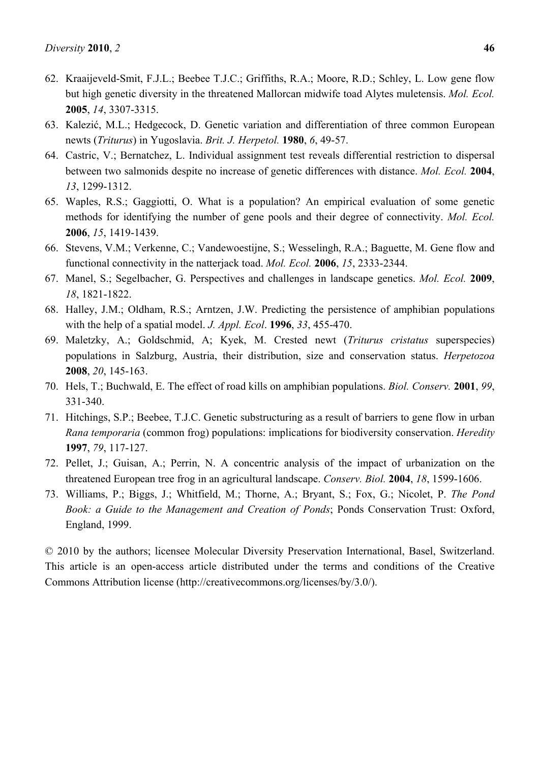62. Kraaijeveld-Smit, F.J.L.; Beebee T.J.C.; Griffiths, R.A.; Moore, R.D.; Schley, L. Low gene flow but high genetic diversity in the threatened Mallorcan midwife toad Alytes muletensis. *Mol. Ecol.* **2005**, *14*, 3307-3315.
63. Kalezić, M.L.; Hedgecock, D. Genetic variation and differentiation of three common European newts (*Triturus*) in Yugoslavia. *Brit. J. Herpetol.* **1980**, *6*, 49-57.
64. Castric, V.; Bernatchez, L. Individual assignment test reveals differential restriction to dispersal between two salmonids despite no increase of genetic differences with distance. *Mol. Ecol.* **2004**, *13*, 1299-1312.
65. Waples, R.S.; Gaggiotti, O. What is a population? An empirical evaluation of some genetic methods for identifying the number of gene pools and their degree of connectivity. *Mol. Ecol.* **2006**, *15*, 1419-1439.
66. Stevens, V.M.; Verkenne, C.; Vandewoestijne, S.; Wesselingh, R.A.; Baguette, M. Gene flow and functional connectivity in the natterjack toad. *Mol. Ecol.* **2006**, *15*, 2333-2344.
67. Manel, S.; Segelbacher, G. Perspectives and challenges in landscape genetics. *Mol. Ecol.* **2009**, *18*, 1821-1822.
68. Halley, J.M.; Oldham, R.S.; Arntzen, J.W. Predicting the persistence of amphibian populations with the help of a spatial model. *J. Appl. Ecol*. **1996**, *33*, 455-470.
69. Maletzky, A.; Goldschmid, A; Kyek, M. Crested newt (*Triturus cristatus* superspecies) populations in Salzburg, Austria, their distribution, size and conservation status. *Herpetozoa* **2008**, *20*, 145-163.
70. Hels, T.; Buchwald, E. The effect of road kills on amphibian populations. *Biol. Conserv.* **2001**, *99*, 331-340.
71. Hitchings, S.P.; Beebee, T.J.C. Genetic substructuring as a result of barriers to gene flow in urban *Rana temporaria* (common frog) populations: implications for biodiversity conservation. *Heredity* **1997**, *79*, 117-127.
72. Pellet, J.; Guisan, A.; Perrin, N. A concentric analysis of the impact of urbanization on the threatened European tree frog in an agricultural landscape. *Conserv. Biol.* **2004**, *18*, 1599-1606.
73. Williams, P.; Biggs, J.; Whitfield, M.; Thorne, A.; Bryant, S.; Fox, G.; Nicolet, P. *The Pond Book: a Guide to the Management and Creation of Ponds*; Ponds Conservation Trust: Oxford, England, 1999.

© 2010 by the authors; licensee Molecular Diversity Preservation International, Basel, Switzerland. This article is an open-access article distributed under the terms and conditions of the Creative Commons Attribution license (http://creativecommons.org/licenses/by/3.0/).